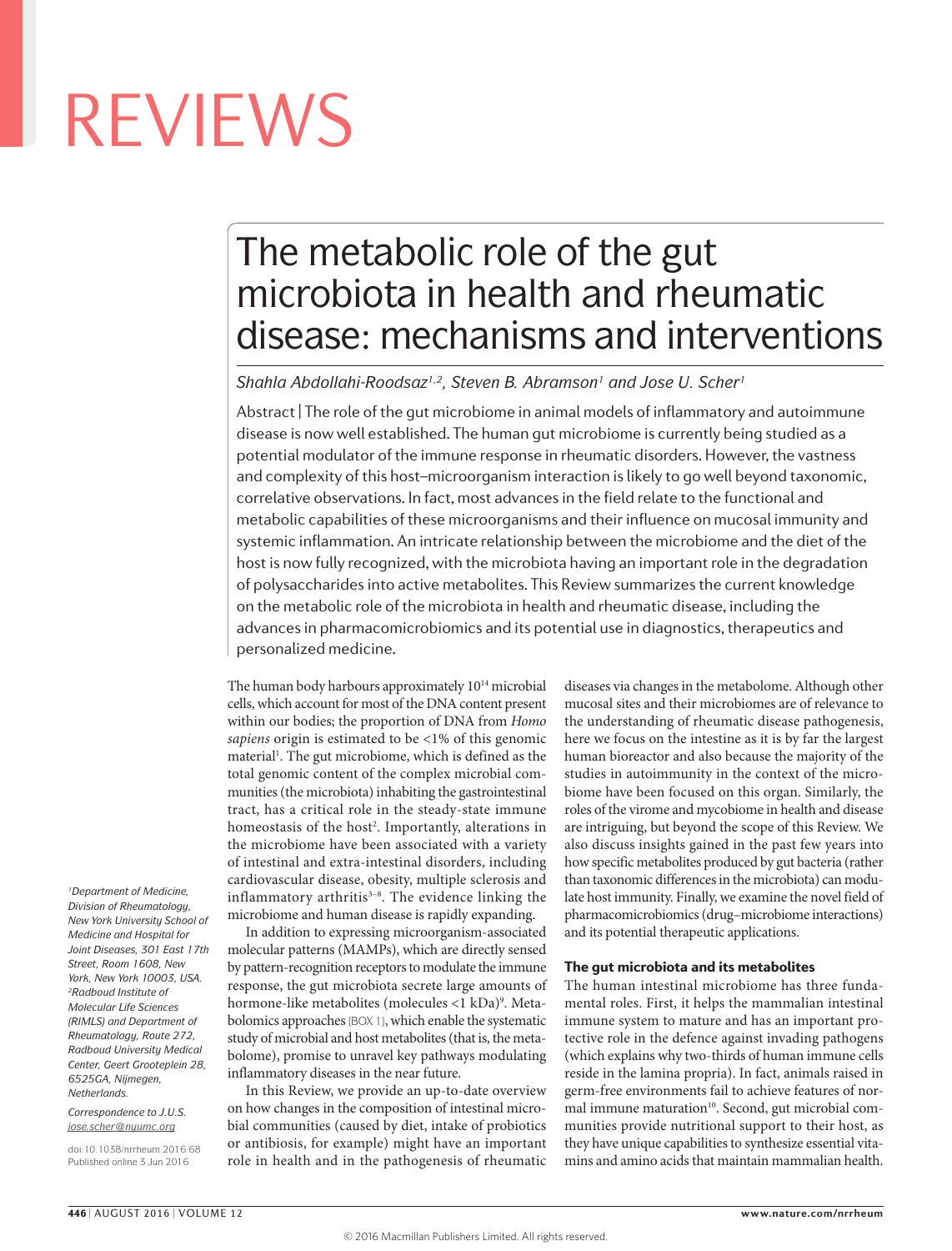# The metabolic role of the gut microbiota in health and rheumatic disease: mechanisms and interventions

*Shahla Abdollahi-Roodsaz[1,2], Steven B. Abramson[1] and Jose U. Scher[1]*

Abstract | The role of the gut microbiome in animal models of inflammatory and autoimmune disease is now well established. The human gut microbiome is currently being studied as a potential modulator of the immune response in rheumatic disorders. However, the vastness and complexity of this host–microorganism interaction is likely to go well beyond taxonomic, correlative observations. In fact, most advances in the field relate to the functional and metabolic capabilities of these microorganisms and their influence on mucosal immunity and systemic inflammation. An intricate relationship between the microbiome and the diet of the host is now fully recognized, with the microbiota having an important role in the degradation of polysaccharides into active metabolites. This Review summarizes the current knowledge on the metabolic role of the microbiota in health and rheumatic disease, including the advances in pharmacomicrobiomics and its potential use in diagnostics, therapeutics and personalized medicine.

The human body harbours approximately $10^{14}$ microbial cells, which account for most of the DNA content present within our bodies; the proportion of DNA from *Homo sapiens* origin is estimated to be <1% of this genomic material[1]. The gut microbiome, which is defined as the total genomic content of the complex microbial communities (the microbiota) inhabiting the gastrointestinal tract, has a critical role in the steady-state immune homeostasis of the host[2]. Importantly, alterations in the microbiome have been associated with a variety of intestinal and extra-intestinal disorders, including cardiovascular disease, obesity, multiple sclerosis and inflammatory arthritis[3–8]. The evidence linking the microbiome and human disease is rapidly expanding.

In addition to expressing microorganism-associated molecular patterns (MAMPs), which are directly sensed by pattern-recognition receptors to modulate the immune response, the gut microbiota secrete large amounts of hormone-like metabolites (molecules <1 kDa)[9]. Metabolomics approaches (BOX 1), which enable the systematic study of microbial and host metabolites (that is, the metabolome), promise to unravel key pathways modulating inflammatory diseases in the near future.

In this Review, we provide an up-to-date overview on how changes in the composition of intestinal microbial communities (caused by diet, intake of probiotics or antibiosis, for example) might have an important role in health and in the pathogenesis of rheumatic diseases via changes in the metabolome. Although other mucosal sites and their microbiomes are of relevance to the understanding of rheumatic disease pathogenesis, here we focus on the intestine as it is by far the largest human bioreactor and also because the majority of the studies in autoimmunity in the context of the microbiome have been focused on this organ. Similarly, the roles of the virome and mycobiome in health and disease are intriguing, but beyond the scope of this Review. We also discuss insights gained in the past few years into how specific metabolites produced by gut bacteria (rather than taxonomic differences in the microbiota) can modulate host immunity. Finally, we examine the novel field of pharmacomicrobiomics (drug–microbiome interactions) and its potential therapeutic applications.

## The gut microbiota and its metabolites

The human intestinal microbiome has three fundamental roles. First, it helps the mammalian intestinal immune system to mature and has an important protective role in the defence against invading pathogens (which explains why two-thirds of human immune cells reside in the lamina propria). In fact, animals raised in germ-free environments fail to achieve features of normal immune maturation[10]. Second, gut microbial communities provide nutritional support to their host, as they have unique capabilities to synthesize essential vitamins and amino acids that maintain mammalian health.

[1]Department of Medicine, Division of Rheumatology, New York University School of Medicine and Hospital for Joint Diseases, 301 East 17th Street, Room 1608, New York, New York 10003, USA.
[2]Radboud Institute of Molecular Life Sciences (RIMLS) and Department of Rheumatology, Route 272, Radboud University Medical Center, Geert Grooteplein 28, 6525GA, Nijmegen, Netherlands.

Correspondence to J.U.S. jose.scher@nyumc.org

doi:10.1038/nrrheum.2016.68
Published online 3 Jun 2016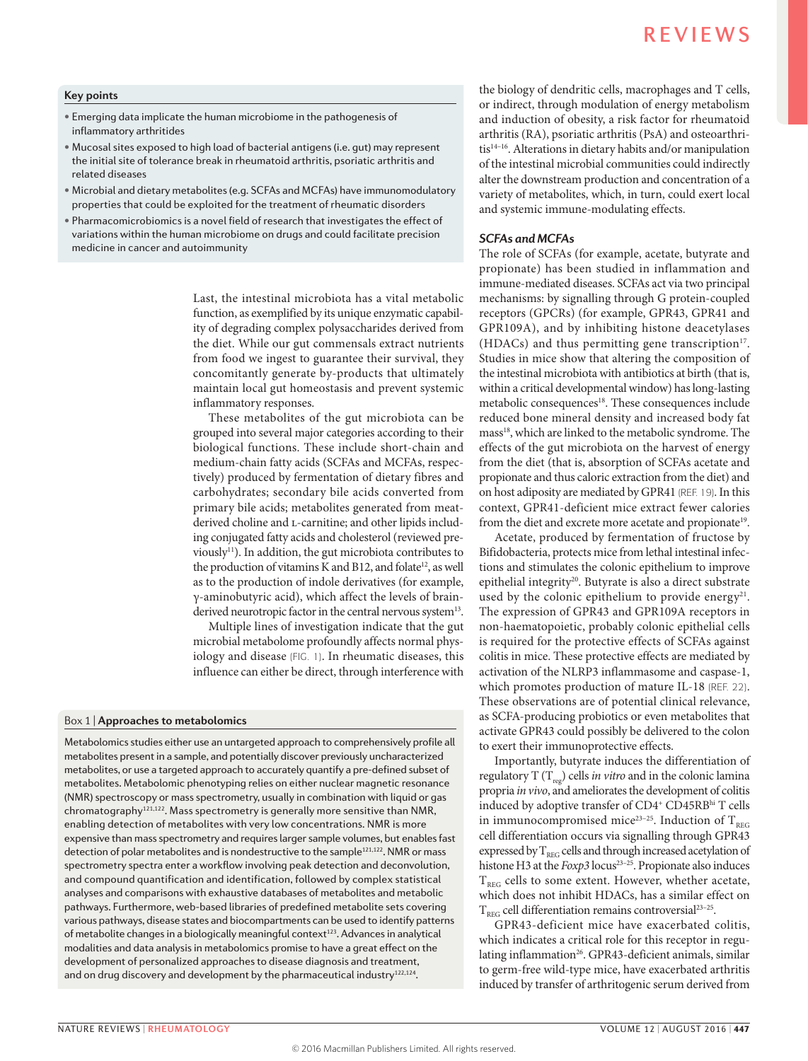**Key points**

- Emerging data implicate the human microbiome in the pathogenesis of inflammatory arthritides
- Mucosal sites exposed to high load of bacterial antigens (i.e. gut) may represent the initial site of tolerance break in rheumatoid arthritis, psoriatic arthritis and related diseases
- Microbial and dietary metabolites (e.g. SCFAs and MCFAs) have immunomodulatory properties that could be exploited for the treatment of rheumatic disorders
- Pharmacomicrobiomics is a novel field of research that investigates the effect of variations within the human microbiome on drugs and could facilitate precision medicine in cancer and autoimmunity

Last, the intestinal microbiota has a vital metabolic function, as exemplified by its unique enzymatic capability of degrading complex polysaccharides derived from the diet. While our gut commensals extract nutrients from food we ingest to guarantee their survival, they concomitantly generate by-products that ultimately maintain local gut homeostasis and prevent systemic inflammatory responses.

These metabolites of the gut microbiota can be grouped into several major categories according to their biological functions. These include short-chain and medium-chain fatty acids (SCFAs and MCFAs, respectively) produced by fermentation of dietary fibres and carbohydrates; secondary bile acids converted from primary bile acids; metabolites generated from meat-derived choline and L-carnitine; and other lipids including conjugated fatty acids and cholesterol (reviewed previously[11]). In addition, the gut microbiota contributes to the production of vitamins K and B12, and folate[12], as well as to the production of indole derivatives (for example, γ-aminobutyric acid), which affect the levels of brain-derived neurotropic factor in the central nervous system[13].

Multiple lines of investigation indicate that the gut microbial metabolome profoundly affects normal physiology and disease (FIG. 1). In rheumatic diseases, this influence can either be direct, through interference with the biology of dendritic cells, macrophages and T cells, or indirect, through modulation of energy metabolism and induction of obesity, a risk factor for rheumatoid arthritis (RA), psoriatic arthritis (PsA) and osteoarthritis[14–16]. Alterations in dietary habits and/or manipulation of the intestinal microbial communities could indirectly alter the downstream production and concentration of a variety of metabolites, which, in turn, could exert local and systemic immune-modulating effects.

**Box 1 | Approaches to metabolomics**

Metabolomics studies either use an untargeted approach to comprehensively profile all metabolites present in a sample, and potentially discover previously uncharacterized metabolites, or use a targeted approach to accurately quantify a pre-defined subset of metabolites. Metabolomic phenotyping relies on either nuclear magnetic resonance (NMR) spectroscopy or mass spectrometry, usually in combination with liquid or gas chromatography[121,122]. Mass spectrometry is generally more sensitive than NMR, enabling detection of metabolites with very low concentrations. NMR is more expensive than mass spectrometry and requires larger sample volumes, but enables fast detection of polar metabolites and is nondestructive to the sample[121,122]. NMR or mass spectrometry spectra enter a workflow involving peak detection and deconvolution, and compound quantification and identification, followed by complex statistical analyses and comparisons with exhaustive databases of metabolites and metabolic pathways. Furthermore, web-based libraries of predefined metabolite sets covering various pathways, disease states and biocompartments can be used to identify patterns of metabolite changes in a biologically meaningful context[123]. Advances in analytical modalities and data analysis in metabolomics promise to have a great effect on the development of personalized approaches to disease diagnosis and treatment, and on drug discovery and development by the pharmaceutical industry[122,124].

### *SCFAs and MCFAs*

The role of SCFAs (for example, acetate, butyrate and propionate) has been studied in inflammation and immune-mediated diseases. SCFAs act via two principal mechanisms: by signalling through G protein-coupled receptors (GPCRs) (for example, GPR43, GPR41 and GPR109A), and by inhibiting histone deacetylases (HDACs) and thus permitting gene transcription[17]. Studies in mice show that altering the composition of the intestinal microbiota with antibiotics at birth (that is, within a critical developmental window) has long-lasting metabolic consequences[18]. These consequences include reduced bone mineral density and increased body fat mass[18], which are linked to the metabolic syndrome. The effects of the gut microbiota on the harvest of energy from the diet (that is, absorption of SCFAs acetate and propionate and thus caloric extraction from the diet) and on host adiposity are mediated by GPR41 (REF. 19). In this context, GPR41-deficient mice extract fewer calories from the diet and excrete more acetate and propionate[19].

Acetate, produced by fermentation of fructose by Bifidobacteria, protects mice from lethal intestinal infections and stimulates the colonic epithelium to improve epithelial integrity[20]. Butyrate is also a direct substrate used by the colonic epithelium to provide energy[21]. The expression of GPR43 and GPR109A receptors in non-haematopoietic, probably colonic epithelial cells is required for the protective effects of SCFAs against colitis in mice. These protective effects are mediated by activation of the NLRP3 inflammasome and caspase-1, which promotes production of mature IL-18 (REF. 22). These observations are of potential clinical relevance, as SCFA-producing probiotics or even metabolites that activate GPR43 could possibly be delivered to the colon to exert their immunoprotective effects.

Importantly, butyrate induces the differentiation of regulatory T ($T_{reg}$) cells *in vitro* and in the colonic lamina propria *in vivo*, and ameliorates the development of colitis induced by adoptive transfer of $CD4^{+}$ $CD45RB^{hi}$ T cells in immunocompromised mice[23–25]. Induction of $T_{REG}$ cell differentiation occurs via signalling through GPR43 expressed by $T_{REG}$ cells and through increased acetylation of histone H3 at the *Foxp3* locus[23–25]. Propionate also induces $T_{REG}$ cells to some extent. However, whether acetate, which does not inhibit HDACs, has a similar effect on $T_{REG}$ cell differentiation remains controversial[23–25].

GPR43-deficient mice have exacerbated colitis, which indicates a critical role for this receptor in regulating inflammation[26]. GPR43-deficient animals, similar to germ-free wild-type mice, have exacerbated arthritis induced by transfer of arthritogenic serum derived from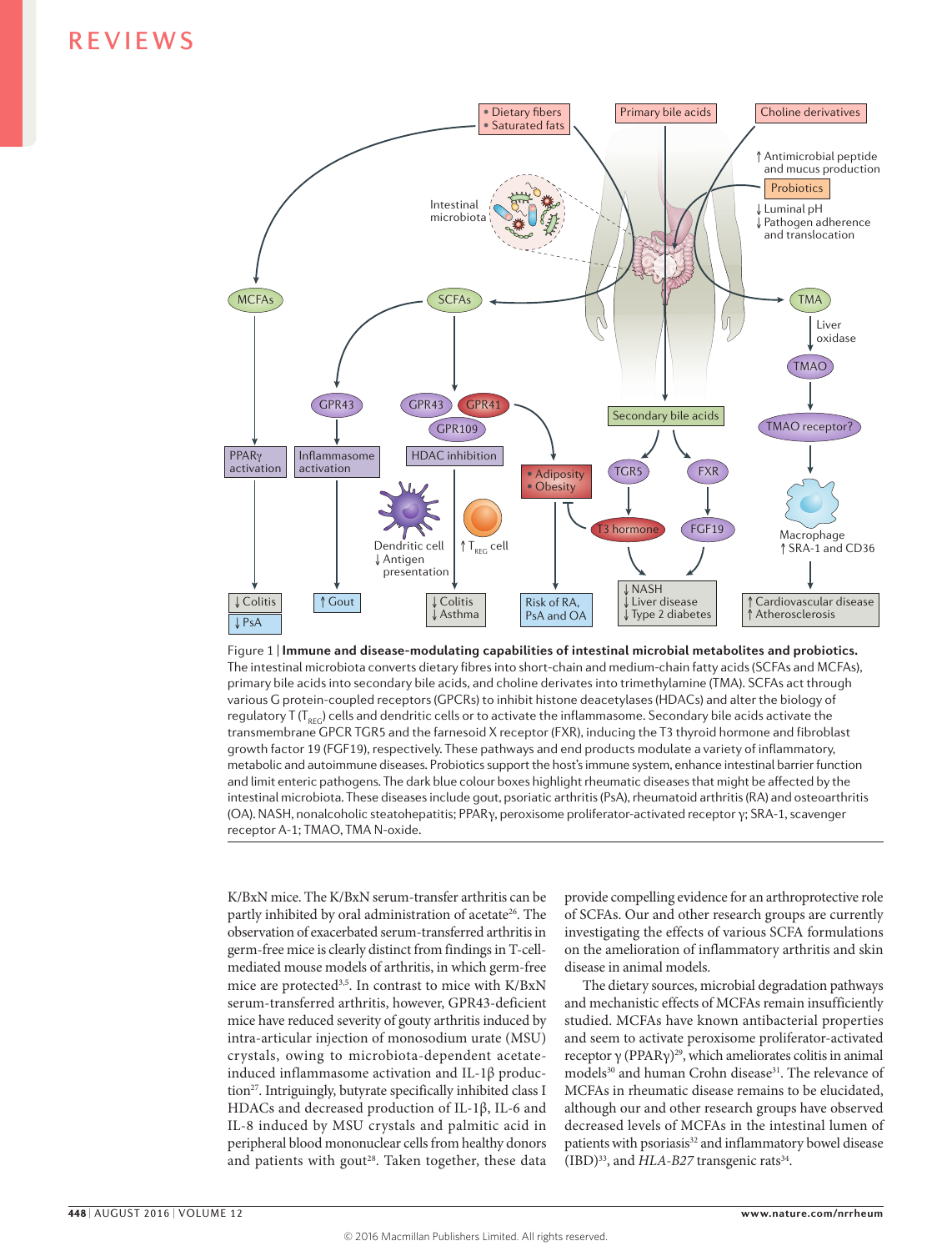Figure 1 | **Immune and disease-modulating capabilities of intestinal microbial metabolites and probiotics.** The intestinal microbiota converts dietary fibres into short-chain and medium-chain fatty acids (SCFAs and MCFAs), primary bile acids into secondary bile acids, and choline derivates into trimethylamine (TMA). SCFAs act through various G protein-coupled receptors (GPCRs) to inhibit histone deacetylases (HDACs) and alter the biology of regulatory T ($T_{REG}$) cells and dendritic cells or to activate the inflammasome. Secondary bile acids activate the transmembrane GPCR TGR5 and the farnesoid X receptor (FXR), inducing the T3 thyroid hormone and fibroblast growth factor 19 (FGF19), respectively. These pathways and end products modulate a variety of inflammatory, metabolic and autoimmune diseases. Probiotics support the host's immune system, enhance intestinal barrier function and limit enteric pathogens. The dark blue colour boxes highlight rheumatic diseases that might be affected by the intestinal microbiota. These diseases include gout, psoriatic arthritis (PsA), rheumatoid arthritis (RA) and osteoarthritis (OA). NASH, nonalcoholic steatohepatitis; PPARγ, peroxisome proliferator-activated receptor γ; SRA-1, scavenger receptor A-1; TMAO, TMA N-oxide.

K/BxN mice. The K/BxN serum-transfer arthritis can be partly inhibited by oral administration of acetate[26]. The observation of exacerbated serum-transferred arthritis in germ-free mice is clearly distinct from findings in T-cell-mediated mouse models of arthritis, in which germ-free mice are protected[3,5]. In contrast to mice with K/BxN serum-transferred arthritis, however, GPR43-deficient mice have reduced severity of gouty arthritis induced by intra-articular injection of monosodium urate (MSU) crystals, owing to microbiota-dependent acetate-induced inflammasome activation and IL-1β production[27]. Intriguingly, butyrate specifically inhibited class I HDACs and decreased production of IL-1β, IL-6 and IL-8 induced by MSU crystals and palmitic acid in peripheral blood mononuclear cells from healthy donors and patients with gout[28]. Taken together, these data provide compelling evidence for an arthroprotective role of SCFAs. Our and other research groups are currently investigating the effects of various SCFA formulations on the amelioration of inflammatory arthritis and skin disease in animal models.

The dietary sources, microbial degradation pathways and mechanistic effects of MCFAs remain insufficiently studied. MCFAs have known antibacterial properties and seem to activate peroxisome proliferator-activated receptor γ (PPARγ)[29], which ameliorates colitis in animal models[30] and human Crohn disease[31]. The relevance of MCFAs in rheumatic disease remains to be elucidated, although our and other research groups have observed decreased levels of MCFAs in the intestinal lumen of patients with psoriasis[32] and inflammatory bowel disease (IBD)[33], and *HLA-B27* transgenic rats[34].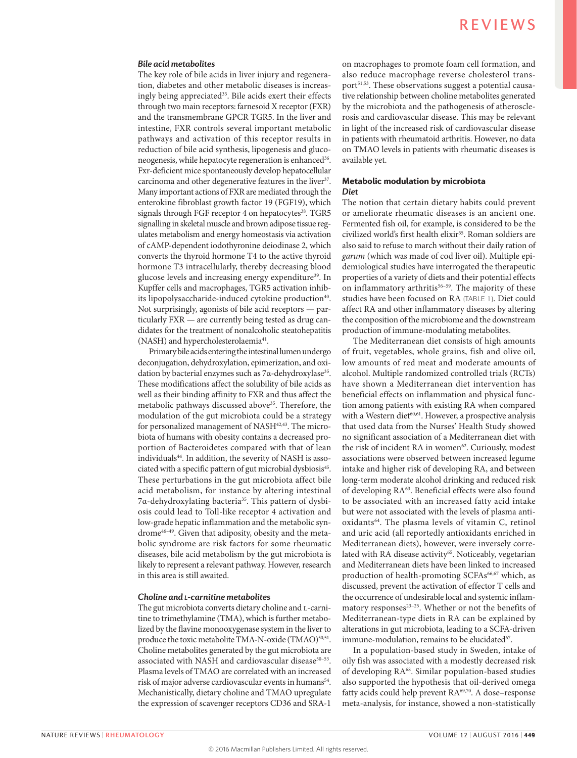### *Bile acid metabolites*

The key role of bile acids in liver injury and regeneration, diabetes and other metabolic diseases is increasingly being appreciated[35]. Bile acids exert their effects through two main receptors: farnesoid X receptor (FXR) and the transmembrane GPCR TGR5. In the liver and intestine, FXR controls several important metabolic pathways and activation of this receptor results in reduction of bile acid synthesis, lipogenesis and gluconeogenesis, while hepatocyte regeneration is enhanced[36]. Fxr-deficient mice spontaneously develop hepatocellular carcinoma and other degenerative features in the liver[37]. Many important actions of FXR are mediated through the enterokine fibroblast growth factor 19 (FGF19), which signals through FGF receptor 4 on hepatocytes[38]. TGR5 signalling in skeletal muscle and brown adipose tissue regulates metabolism and energy homeostasis via activation of cAMP-dependent iodothyronine deiodinase 2, which converts the thyroid hormone T4 to the active thyroid hormone T3 intracellularly, thereby decreasing blood glucose levels and increasing energy expenditure[39]. In Kupffer cells and macrophages, TGR5 activation inhibits lipopolysaccharide-induced cytokine production[40]. Not surprisingly, agonists of bile acid receptors — particularly FXR — are currently being tested as drug candidates for the treatment of nonalcoholic steatohepatitis (NASH) and hypercholesterolaemia[41].

Primary bile acids entering the intestinal lumen undergo deconjugation, dehydroxylation, epimerization, and oxidation by bacterial enzymes such as 7α-dehydroxylase[35]. These modifications affect the solubility of bile acids as well as their binding affinity to FXR and thus affect the metabolic pathways discussed above[35]. Therefore, the modulation of the gut microbiota could be a strategy for personalized management of NASH[42,43]. The microbiota of humans with obesity contains a decreased proportion of Bacteroidetes compared with that of lean individuals[44]. In addition, the severity of NASH is associated with a specific pattern of gut microbial dysbiosis[45]. These perturbations in the gut microbiota affect bile acid metabolism, for instance by altering intestinal 7α-dehydroxylating bacteria[35]. This pattern of dysbiosis could lead to Toll-like receptor 4 activation and low-grade hepatic inflammation and the metabolic syndrome[46–49]. Given that adiposity, obesity and the metabolic syndrome are risk factors for some rheumatic diseases, bile acid metabolism by the gut microbiota is likely to represent a relevant pathway. However, research in this area is still awaited.

### *Choline and L-carnitine metabolites*

The gut microbiota converts dietary choline and L-carnitine to trimethylamine (TMA), which is further metabolized by the flavine monooxygenase system in the liver to produce the toxic metabolite TMA-N-oxide (TMAO)[50,51]. Choline metabolites generated by the gut microbiota are associated with NASH and cardiovascular disease[50–53]. Plasma levels of TMAO are correlated with an increased risk of major adverse cardiovascular events in humans[54]. Mechanistically, dietary choline and TMAO upregulate the expression of scavenger receptors CD36 and SRA-1 on macrophages to promote foam cell formation, and also reduce macrophage reverse cholesterol transport[51,53]. These observations suggest a potential causative relationship between choline metabolites generated by the microbiota and the pathogenesis of atherosclerosis and cardiovascular disease. This may be relevant in light of the increased risk of cardiovascular disease in patients with rheumatoid arthritis. However, no data on TMAO levels in patients with rheumatic diseases is available yet.

## Metabolic modulation by microbiota

### *Diet*

The notion that certain dietary habits could prevent or ameliorate rheumatic diseases is an ancient one. Fermented fish oil, for example, is considered to be the civilized world's first health elixir[55]. Roman soldiers are also said to refuse to march without their daily ration of *garum* (which was made of cod liver oil). Multiple epidemiological studies have interrogated the therapeutic properties of a variety of diets and their potential effects on inflammatory arthritis[56–59]. The majority of these studies have been focused on RA (TABLE 1). Diet could affect RA and other inflammatory diseases by altering the composition of the microbiome and the downstream production of immune-modulating metabolites.

The Mediterranean diet consists of high amounts of fruit, vegetables, whole grains, fish and olive oil, low amounts of red meat and moderate amounts of alcohol. Multiple randomized controlled trials (RCTs) have shown a Mediterranean diet intervention has beneficial effects on inflammation and physical function among patients with existing RA when compared with a Western diet[60,61]. However, a prospective analysis that used data from the Nurses' Health Study showed no significant association of a Mediterranean diet with the risk of incident RA in women[62]. Curiously, modest associations were observed between increased legume intake and higher risk of developing RA, and between long-term moderate alcohol drinking and reduced risk of developing RA[63]. Beneficial effects were also found to be associated with an increased fatty acid intake but were not associated with the levels of plasma antioxidants[64]. The plasma levels of vitamin C, retinol and uric acid (all reportedly antioxidants enriched in Mediterranean diets), however, were inversely correlated with RA disease activity[65]. Noticeably, vegetarian and Mediterranean diets have been linked to increased production of health-promoting SCFAs[66,67] which, as discussed, prevent the activation of effector T cells and the occurrence of undesirable local and systemic inflammatory responses[23–25]. Whether or not the benefits of Mediterranean-type diets in RA can be explained by alterations in gut microbiota, leading to a SCFA-driven immune-modulation, remains to be elucidated[67].

In a population-based study in Sweden, intake of oily fish was associated with a modestly decreased risk of developing RA[68]. Similar population-based studies also supported the hypothesis that oil-derived omega fatty acids could help prevent RA[69,70]. A dose–response meta-analysis, for instance, showed a non-statistically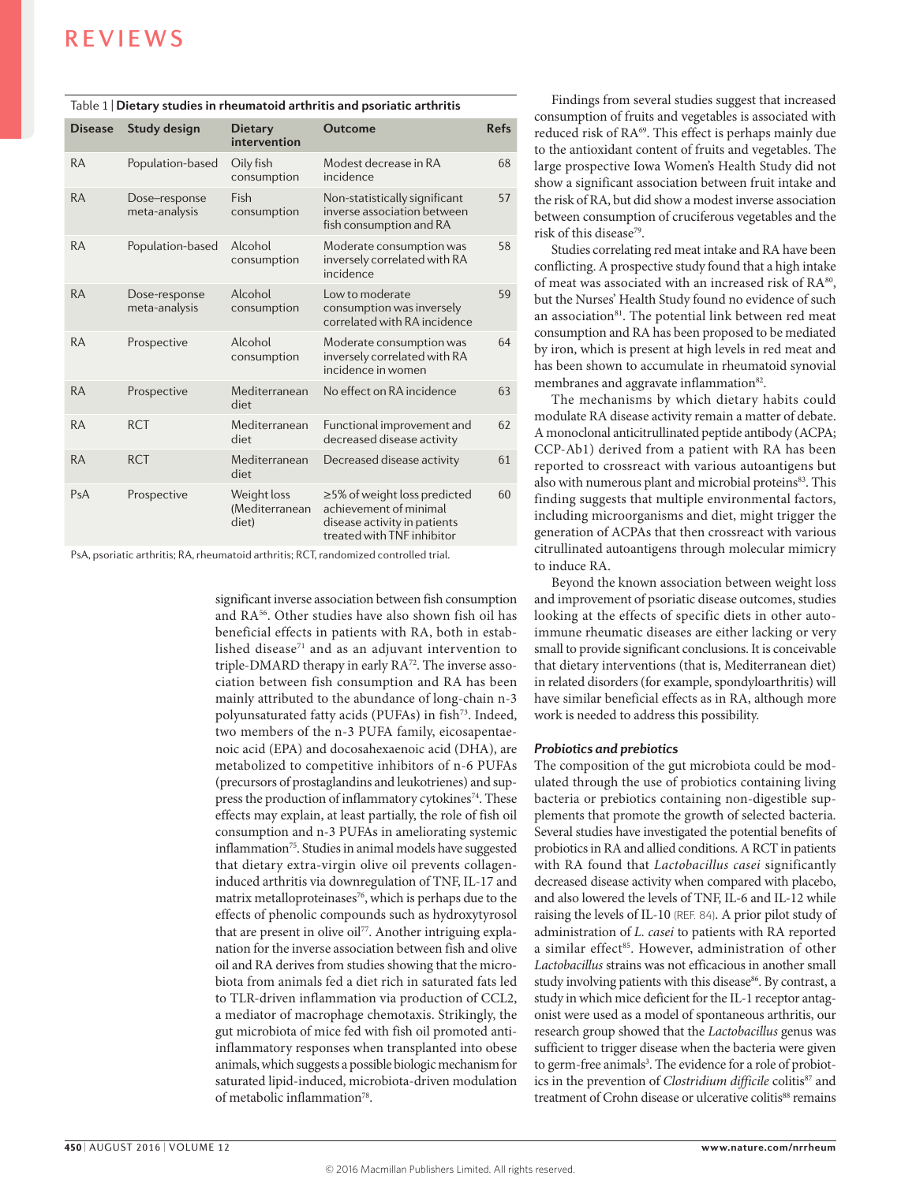Table 1 | **Dietary studies in rheumatoid arthritis and psoriatic arthritis**

| Disease | Study design | Dietary intervention | Outcome | Refs |
|---|---|---|---|---|
| RA | Population-based | Oily fish consumption | Modest decrease in RA incidence | 68 |
| RA | Dose–response meta-analysis | Fish consumption | Non-statistically significant inverse association between fish consumption and RA | 57 |
| RA | Population-based | Alcohol consumption | Moderate consumption was inversely correlated with RA incidence | 58 |
| RA | Dose-response meta-analysis | Alcohol consumption | Low to moderate consumption was inversely correlated with RA incidence | 59 |
| RA | Prospective | Alcohol consumption | Moderate consumption was inversely correlated with RA incidence in women | 64 |
| RA | Prospective | Mediterranean diet | No effect on RA incidence | 63 |
| RA | RCT | Mediterranean diet | Functional improvement and decreased disease activity | 62 |
| RA | RCT | Mediterranean diet | Decreased disease activity | 61 |
| PsA | Prospective | Weight loss (Mediterranean diet) | ≥5% of weight loss predicted achievement of minimal disease activity in patients treated with TNF inhibitor | 60 |

PsA, psoriatic arthritis; RA, rheumatoid arthritis; RCT, randomized controlled trial.

significant inverse association between fish consumption and RA[56]. Other studies have also shown fish oil has beneficial effects in patients with RA, both in established disease[71] and as an adjuvant intervention to triple-DMARD therapy in early RA[72]. The inverse association between fish consumption and RA has been mainly attributed to the abundance of long-chain n-3 polyunsaturated fatty acids (PUFAs) in fish[73]. Indeed, two members of the n-3 PUFA family, eicosapentaenoic acid (EPA) and docosahexaenoic acid (DHA), are metabolized to competitive inhibitors of n-6 PUFAs (precursors of prostaglandins and leukotrienes) and suppress the production of inflammatory cytokines[74]. These effects may explain, at least partially, the role of fish oil consumption and n-3 PUFAs in ameliorating systemic inflammation[75]. Studies in animal models have suggested that dietary extra-virgin olive oil prevents collagen-induced arthritis via downregulation of TNF, IL-17 and matrix metalloproteinases[76], which is perhaps due to the effects of phenolic compounds such as hydroxytyrosol that are present in olive oil[77]. Another intriguing explanation for the inverse association between fish and olive oil and RA derives from studies showing that the microbiota from animals fed a diet rich in saturated fats led to TLR-driven inflammation via production of CCL2, a mediator of macrophage chemotaxis. Strikingly, the gut microbiota of mice fed with fish oil promoted anti-inflammatory responses when transplanted into obese animals, which suggests a possible biologic mechanism for saturated lipid-induced, microbiota-driven modulation of metabolic inflammation[78].

Findings from several studies suggest that increased consumption of fruits and vegetables is associated with reduced risk of RA[69]. This effect is perhaps mainly due to the antioxidant content of fruits and vegetables. The large prospective Iowa Women's Health Study did not show a significant association between fruit intake and the risk of RA, but did show a modest inverse association between consumption of cruciferous vegetables and the risk of this disease[79].

Studies correlating red meat intake and RA have been conflicting. A prospective study found that a high intake of meat was associated with an increased risk of RA[80], but the Nurses' Health Study found no evidence of such an association[81]. The potential link between red meat consumption and RA has been proposed to be mediated by iron, which is present at high levels in red meat and has been shown to accumulate in rheumatoid synovial membranes and aggravate inflammation[82].

The mechanisms by which dietary habits could modulate RA disease activity remain a matter of debate. A monoclonal anticitrullinated peptide antibody (ACPA; CCP-Ab1) derived from a patient with RA has been reported to crossreact with various autoantigens but also with numerous plant and microbial proteins[83]. This finding suggests that multiple environmental factors, including microorganisms and diet, might trigger the generation of ACPAs that then crossreact with various citrullinated autoantigens through molecular mimicry to induce RA.

Beyond the known association between weight loss and improvement of psoriatic disease outcomes, studies looking at the effects of specific diets in other autoimmune rheumatic diseases are either lacking or very small to provide significant conclusions. It is conceivable that dietary interventions (that is, Mediterranean diet) in related disorders (for example, spondyloarthritis) will have similar beneficial effects as in RA, although more work is needed to address this possibility.

### *Probiotics and prebiotics*

The composition of the gut microbiota could be modulated through the use of probiotics containing living bacteria or prebiotics containing non-digestible supplements that promote the growth of selected bacteria. Several studies have investigated the potential benefits of probiotics in RA and allied conditions. A RCT in patients with RA found that *Lactobacillus casei* significantly decreased disease activity when compared with placebo, and also lowered the levels of TNF, IL-6 and IL-12 while raising the levels of IL-10 (REF. 84). A prior pilot study of administration of *L. casei* to patients with RA reported a similar effect[85]. However, administration of other *Lactobacillus* strains was not efficacious in another small study involving patients with this disease[86]. By contrast, a study in which mice deficient for the IL-1 receptor antagonist were used as a model of spontaneous arthritis, our research group showed that the *Lactobacillus* genus was sufficient to trigger disease when the bacteria were given to germ-free animals[3]. The evidence for a role of probiotics in the prevention of *Clostridium difficile* colitis[87] and treatment of Crohn disease or ulcerative colitis[88] remains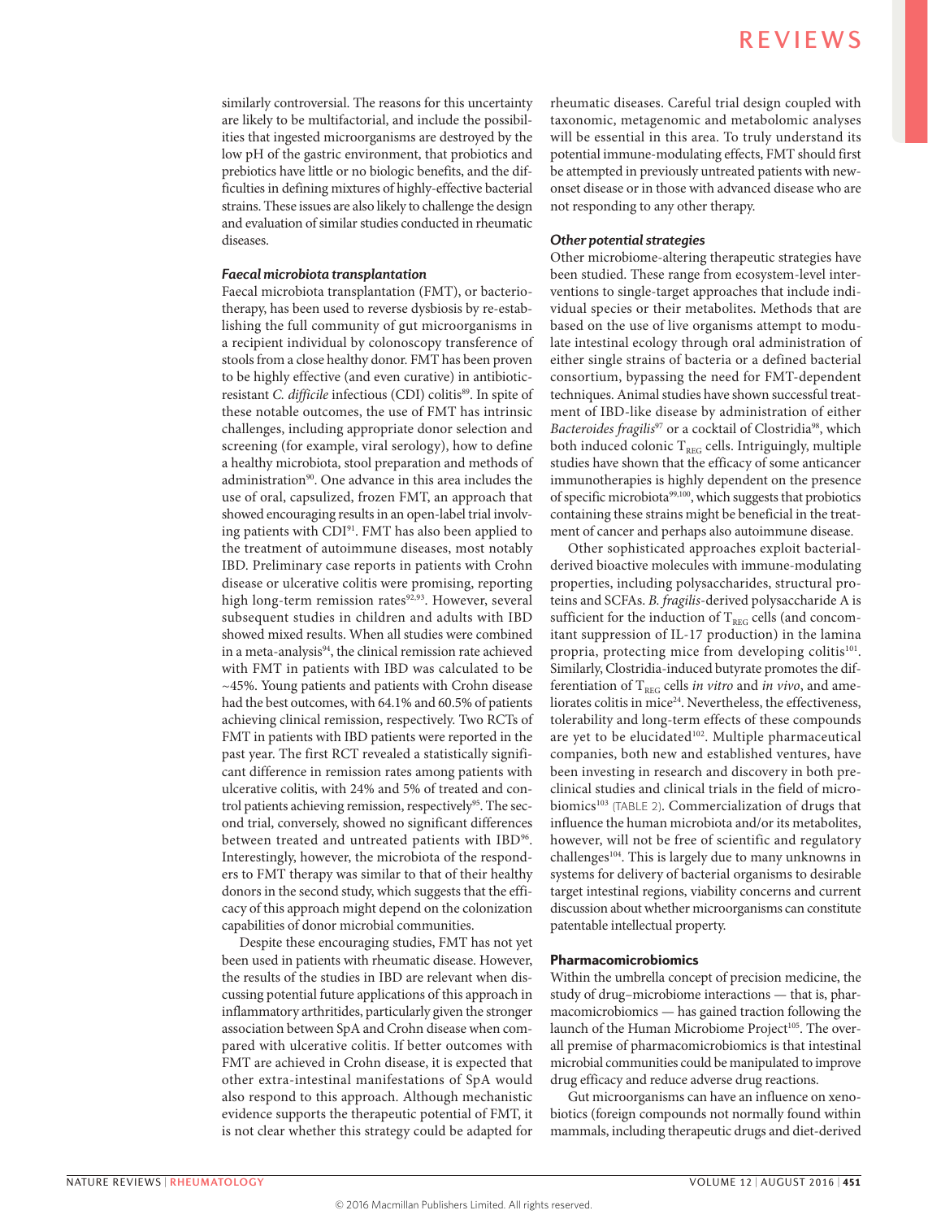similarly controversial. The reasons for this uncertainty are likely to be multifactorial, and include the possibilities that ingested microorganisms are destroyed by the low pH of the gastric environment, that probiotics and prebiotics have little or no biologic benefits, and the difficulties in defining mixtures of highly-effective bacterial strains. These issues are also likely to challenge the design and evaluation of similar studies conducted in rheumatic diseases.

### *Faecal microbiota transplantation*

Faecal microbiota transplantation (FMT), or bacteriotherapy, has been used to reverse dysbiosis by re-establishing the full community of gut microorganisms in a recipient individual by colonoscopy transference of stools from a close healthy donor. FMT has been proven to be highly effective (and even curative) in antibiotic-resistant *C. difficile* infectious (CDI) colitis[89]. In spite of these notable outcomes, the use of FMT has intrinsic challenges, including appropriate donor selection and screening (for example, viral serology), how to define a healthy microbiota, stool preparation and methods of administration[90]. One advance in this area includes the use of oral, capsulized, frozen FMT, an approach that showed encouraging results in an open-label trial involving patients with CDI[91]. FMT has also been applied to the treatment of autoimmune diseases, most notably IBD. Preliminary case reports in patients with Crohn disease or ulcerative colitis were promising, reporting high long-term remission rates[92,93]. However, several subsequent studies in children and adults with IBD showed mixed results. When all studies were combined in a meta-analysis[94], the clinical remission rate achieved with FMT in patients with IBD was calculated to be ~45%. Young patients and patients with Crohn disease had the best outcomes, with 64.1% and 60.5% of patients achieving clinical remission, respectively. Two RCTs of FMT in patients with IBD patients were reported in the past year. The first RCT revealed a statistically significant difference in remission rates among patients with ulcerative colitis, with 24% and 5% of treated and control patients achieving remission, respectively[95]. The second trial, conversely, showed no significant differences between treated and untreated patients with IBD[96]. Interestingly, however, the microbiota of the responders to FMT therapy was similar to that of their healthy donors in the second study, which suggests that the efficacy of this approach might depend on the colonization capabilities of donor microbial communities.

Despite these encouraging studies, FMT has not yet been used in patients with rheumatic disease. However, the results of the studies in IBD are relevant when discussing potential future applications of this approach in inflammatory arthritides, particularly given the stronger association between SpA and Crohn disease when compared with ulcerative colitis. If better outcomes with FMT are achieved in Crohn disease, it is expected that other extra-intestinal manifestations of SpA would also respond to this approach. Although mechanistic evidence supports the therapeutic potential of FMT, it is not clear whether this strategy could be adapted for rheumatic diseases. Careful trial design coupled with taxonomic, metagenomic and metabolomic analyses will be essential in this area. To truly understand its potential immune-modulating effects, FMT should first be attempted in previously untreated patients with new-onset disease or in those with advanced disease who are not responding to any other therapy.

### *Other potential strategies*

Other microbiome-altering therapeutic strategies have been studied. These range from ecosystem-level interventions to single-target approaches that include individual species or their metabolites. Methods that are based on the use of live organisms attempt to modulate intestinal ecology through oral administration of either single strains of bacteria or a defined bacterial consortium, bypassing the need for FMT-dependent techniques. Animal studies have shown successful treatment of IBD-like disease by administration of either *Bacteroides fragilis*[97] or a cocktail of Clostridia[98], which both induced colonic $T_{REG}$ cells. Intriguingly, multiple studies have shown that the efficacy of some anticancer immunotherapies is highly dependent on the presence of specific microbiota[99,100], which suggests that probiotics containing these strains might be beneficial in the treatment of cancer and perhaps also autoimmune disease.

Other sophisticated approaches exploit bacterial-derived bioactive molecules with immune-modulating properties, including polysaccharides, structural proteins and SCFAs. *B. fragilis*-derived polysaccharide A is sufficient for the induction of $T_{REG}$ cells (and concomitant suppression of IL-17 production) in the lamina propria, protecting mice from developing colitis[101]. Similarly, Clostridia-induced butyrate promotes the differentiation of $T_{REG}$ cells *in vitro* and *in vivo*, and ameliorates colitis in mice[24]. Nevertheless, the effectiveness, tolerability and long-term effects of these compounds are yet to be elucidated[102]. Multiple pharmaceutical companies, both new and established ventures, have been investing in research and discovery in both preclinical studies and clinical trials in the field of microbiomics[103] (TABLE 2). Commercialization of drugs that influence the human microbiota and/or its metabolites, however, will not be free of scientific and regulatory challenges[104]. This is largely due to many unknowns in systems for delivery of bacterial organisms to desirable target intestinal regions, viability concerns and current discussion about whether microorganisms can constitute patentable intellectual property.

## Pharmacomicrobiomics

Within the umbrella concept of precision medicine, the study of drug–microbiome interactions — that is, pharmacomicrobiomics — has gained traction following the launch of the Human Microbiome Project[105]. The overall premise of pharmacomicrobiomics is that intestinal microbial communities could be manipulated to improve drug efficacy and reduce adverse drug reactions.

Gut microorganisms can have an influence on xenobiotics (foreign compounds not normally found within mammals, including therapeutic drugs and diet-derived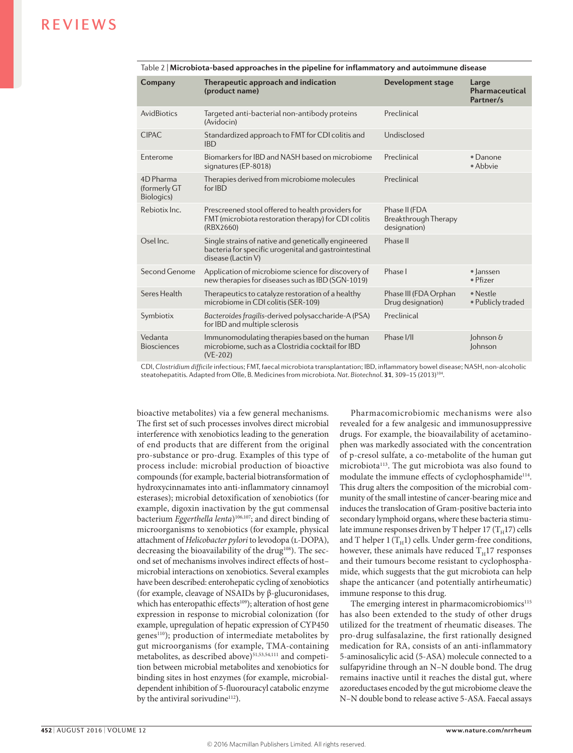Table 2 | **Microbiota-based approaches in the pipeline for inflammatory and autoimmune disease**

| Company | Therapeutic approach and indication (product name) | Development stage | Large Pharmaceutical Partner/s |
|---|---|---|---|
| AvidBiotics | Targeted anti-bacterial non-antibody proteins (Avidocin) | Preclinical | |
| CIPAC | Standardized approach to FMT for CDI colitis and IBD | Undisclosed | |
| Enterome | Biomarkers for IBD and NASH based on microbiome signatures (EP-8018) | Preclinical | • Danone<br>• Abbvie |
| 4D Pharma (formerly GT Biologics) | Therapies derived from microbiome molecules for IBD | Preclinical | |
| Rebiotix Inc. | Prescreened stool offered to health providers for FMT (microbiota restoration therapy) for CDI colitis (RBX2660) | Phase II (FDA Breakthrough Therapy designation) | |
| Osel Inc. | Single strains of native and genetically engineered bacteria for specific urogenital and gastrointestinal disease (Lactin V) | Phase II | |
| Second Genome | Application of microbiome science for discovery of new therapies for diseases such as IBD (SGN-1019) | Phase I | • Janssen<br>• Pfizer |
| Seres Health | Therapeutics to catalyze restoration of a healthy microbiome in CDI colitis (SER-109) | Phase III (FDA Orphan Drug designation) | • Nestle<br>• Publicly traded |
| Symbiotix | *Bacteroides fragilis*-derived polysaccharide-A (PSA) for IBD and multiple sclerosis | Preclinical | |
| Vedanta Biosciences | Immunomodulating therapies based on the human microbiome, such as a Clostridia cocktail for IBD (VE-202) | Phase I/II | Johnson & Johnson |

CDI, *Clostridium difficile* infectious; FMT, faecal microbiota transplantation; IBD, inflammatory bowel disease; NASH, non-alcoholic steatohepatitis. Adapted from Olle, B. Medicines from microbiota. *Nat. Biotechnol.* **31**, 309–15 (2013)[104].

bioactive metabolites) via a few general mechanisms. The first set of such processes involves direct microbial interference with xenobiotics leading to the generation of end products that are different from the original pro-substance or pro-drug. Examples of this type of process include: microbial production of bioactive compounds (for example, bacterial biotransformation of hydroxycinnamates into anti-inflammatory cinnamoyl esterases); microbial detoxification of xenobiotics (for example, digoxin inactivation by the gut commensal bacterium *Eggerthella lenta*)[106,107]; and direct binding of microorganisms to xenobiotics (for example, physical attachment of *Helicobacter pylori* to levodopa (L-DOPA), decreasing the bioavailability of the drug[108]). The second set of mechanisms involves indirect effects of host–microbial interactions on xenobiotics. Several examples have been described: enterohepatic cycling of xenobiotics (for example, cleavage of NSAIDs by β-glucuronidases, which has enteropathic effects[109]); alteration of host gene expression in response to microbial colonization (for example, upregulation of hepatic expression of CYP450 genes[110]); production of intermediate metabolites by gut microorganisms (for example, TMA-containing metabolites, as described above)[51,53,54,111] and competition between microbial metabolites and xenobiotics for binding sites in host enzymes (for example, microbial-dependent inhibition of 5-fluorouracyl catabolic enzyme by the antiviral sorivudine[112]).

Pharmacomicrobiomic mechanisms were also revealed for a few analgesic and immunosuppressive drugs. For example, the bioavailability of acetaminophen was markedly associated with the concentration of p-cresol sulfate, a co-metabolite of the human gut microbiota[113]. The gut microbiota was also found to modulate the immune effects of cyclophosphamide[114]. This drug alters the composition of the microbial community of the small intestine of cancer-bearing mice and induces the translocation of Gram-positive bacteria into secondary lymphoid organs, where these bacteria stimulate immune responses driven by T helper 17 ($T_H17$) cells and T helper 1 ($T_H1$) cells. Under germ-free conditions, however, these animals have reduced $T_H17$ responses and their tumours become resistant to cyclophosphamide, which suggests that the gut microbiota can help shape the anticancer (and potentially antirheumatic) immune response to this drug.

The emerging interest in pharmacomicrobiomics[115] has also been extended to the study of other drugs utilized for the treatment of rheumatic diseases. The pro-drug sulfasalazine, the first rationally designed medication for RA, consists of an anti-inflammatory 5-aminosalicylic acid (5-ASA) molecule connected to a sulfapyridine through an N–N double bond. The drug remains inactive until it reaches the distal gut, where azoreductases encoded by the gut microbiome cleave the N–N double bond to release active 5-ASA. Faecal assays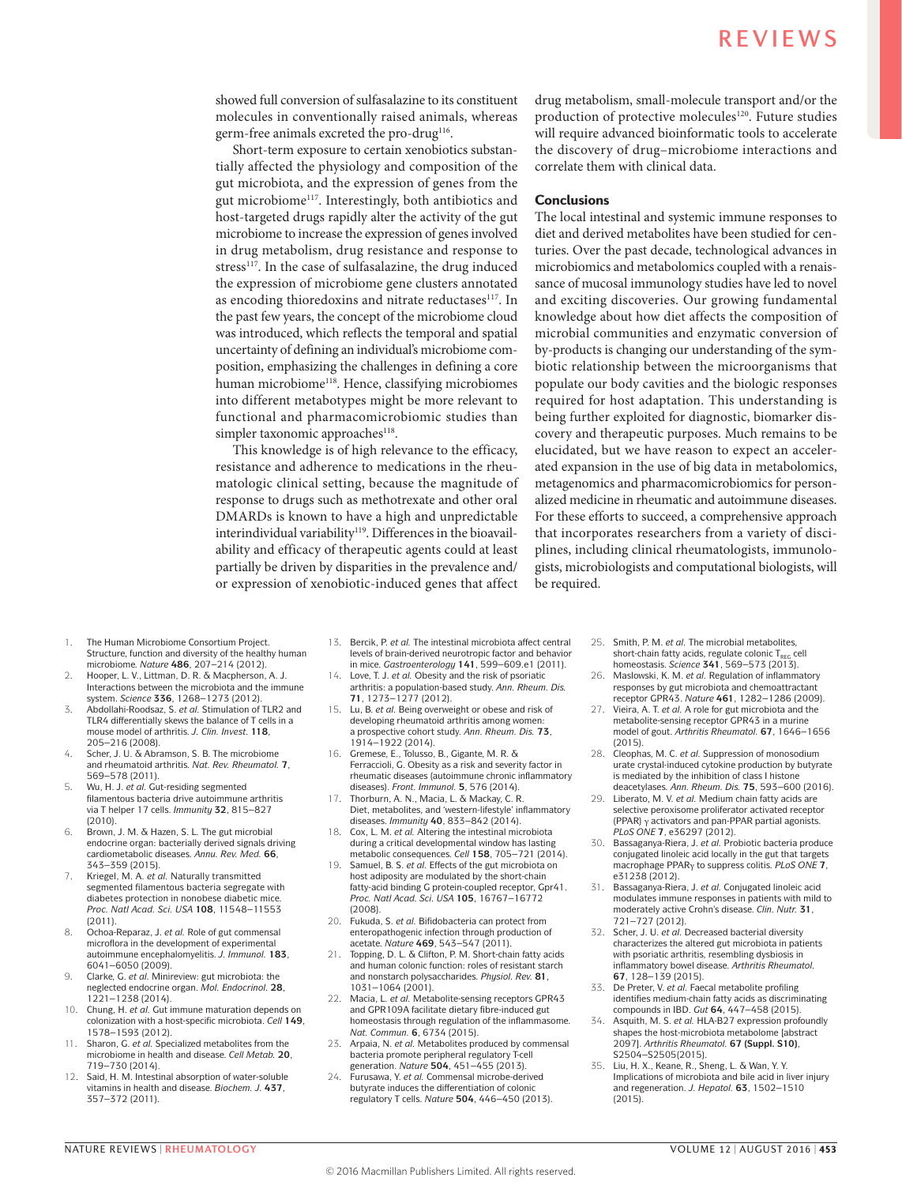showed full conversion of sulfasalazine to its constituent molecules in conventionally raised animals, whereas germ-free animals excreted the pro-drug[116].

Short-term exposure to certain xenobiotics substantially affected the physiology and composition of the gut microbiota, and the expression of genes from the gut microbiome[117]. Interestingly, both antibiotics and host-targeted drugs rapidly alter the activity of the gut microbiome to increase the expression of genes involved in drug metabolism, drug resistance and response to stress[117]. In the case of sulfasalazine, the drug induced the expression of microbiome gene clusters annotated as encoding thioredoxins and nitrate reductases[117]. In the past few years, the concept of the microbiome cloud was introduced, which reflects the temporal and spatial uncertainty of defining an individual's microbiome composition, emphasizing the challenges in defining a core human microbiome[118]. Hence, classifying microbiomes into different metabotypes might be more relevant to functional and pharmacomicrobiomic studies than simpler taxonomic approaches[118].

This knowledge is of high relevance to the efficacy, resistance and adherence to medications in the rheumatologic clinical setting, because the magnitude of response to drugs such as methotrexate and other oral DMARDs is known to have a high and unpredictable interindividual variability[119]. Differences in the bioavailability and efficacy of therapeutic agents could at least partially be driven by disparities in the prevalence and/or expression of xenobiotic-induced genes that affect drug metabolism, small-molecule transport and/or the production of protective molecules[120]. Future studies will require advanced bioinformatic tools to accelerate the discovery of drug–microbiome interactions and correlate them with clinical data.

## Conclusions

The local intestinal and systemic immune responses to diet and derived metabolites have been studied for centuries. Over the past decade, technological advances in microbiomics and metabolomics coupled with a renaissance of mucosal immunology studies have led to novel and exciting discoveries. Our growing fundamental knowledge about how diet affects the composition of microbial communities and enzymatic conversion of by-products is changing our understanding of the symbiotic relationship between the microorganisms that populate our body cavities and the biologic responses required for host adaptation. This understanding is being further exploited for diagnostic, biomarker discovery and therapeutic purposes. Much remains to be elucidated, but we have reason to expect an accelerated expansion in the use of big data in metabolomics, metagenomics and pharmacomicrobiomics for personalized medicine in rheumatic and autoimmune diseases. For these efforts to succeed, a comprehensive approach that incorporates researchers from a variety of disciplines, including clinical rheumatologists, immunologists, microbiologists and computational biologists, will be required.

1. The Human Microbiome Consortium Project. Structure, function and diversity of the healthy human microbiome. *Nature* **486**, 207–214 (2012).
2. Hooper, L. V., Littman, D. R. & Macpherson, A. J. Interactions between the microbiota and the immune system. *Science* **336**, 1268–1273 (2012).
3. Abdollahi-Roodsaz, S. *et al.* Stimulation of TLR2 and TLR4 differentially skews the balance of T cells in a mouse model of arthritis. *J. Clin. Invest.* **118**, 205–216 (2008).
4. Scher, J. U. & Abramson, S. B. The microbiome and rheumatoid arthritis. *Nat. Rev. Rheumatol.* **7**, 569–578 (2011).
5. Wu, H. J. *et al.* Gut-residing segmented filamentous bacteria drive autoimmune arthritis via T helper 17 cells. *Immunity* **32**, 815–827 (2010).
6. Brown, J. M. & Hazen, S. L. The gut microbial endocrine organ: bacterially derived signals driving cardiometabolic diseases. *Annu. Rev. Med.* **66**, 343–359 (2015).
7. Kriegel, M. A. *et al.* Naturally transmitted segmented filamentous bacteria segregate with diabetes protection in nonobese diabetic mice. *Proc. Natl Acad. Sci. USA* **108**, 11548–11553 (2011).
8. Ochoa-Reparaz, J. *et al.* Role of gut commensal microflora in the development of experimental autoimmune encephalomyelitis. *J. Immunol.* **183**, 6041–6050 (2009).
9. Clarke, G. *et al.* Minireview: gut microbiota: the neglected endocrine organ. *Mol. Endocrinol.* **28**, 1221–1238 (2014).
10. Chung, H. *et al.* Gut immune maturation depends on colonization with a host-specific microbiota. *Cell* **149**, 1578–1593 (2012).
11. Sharon, G. *et al.* Specialized metabolites from the microbiome in health and disease. *Cell Metab.* **20**, 719–730 (2014).
12. Said, H. M. Intestinal absorption of water-soluble vitamins in health and disease. *Biochem. J.* **437**, 357–372 (2011).
13. Bercik, P. *et al.* The intestinal microbiota affect central levels of brain-derived neurotropic factor and behavior in mice. *Gastroenterology* **141**, 599–609.e1 (2011).
14. Love, T. J. *et al.* Obesity and the risk of psoriatic arthritis: a population-based study. *Ann. Rheum. Dis.* **71**, 1273–1277 (2012).
15. Lu, B. *et al.* Being overweight or obese and risk of developing rheumatoid arthritis among women: a prospective cohort study. *Ann. Rheum. Dis.* **73**, 1914–1922 (2014).
16. Gremese, E., Tolusso, B., Gigante, M. R. & Ferraccioli, G. Obesity as a risk and severity factor in rheumatic diseases (autoimmune chronic inflammatory diseases). *Front. Immunol.* **5**, 576 (2014).
17. Thorburn, A. N., Macia, L. & Mackay, C. R. Diet, metabolites, and 'western-lifestyle' inflammatory diseases. *Immunity* **40**, 833–842 (2014).
18. Cox, L. M. *et al.* Altering the intestinal microbiota during a critical developmental window has lasting metabolic consequences. *Cell* **158**, 705–721 (2014).
19. Samuel, B. S. *et al.* Effects of the gut microbiota on host adiposity are modulated by the short-chain fatty-acid binding G protein-coupled receptor, Gpr41. *Proc. Natl Acad. Sci. USA* **105**, 16767–16772 (2008).
20. Fukuda, S. *et al.* Bifidobacteria can protect from enteropathogenic infection through production of acetate. *Nature* **469**, 543–547 (2011).
21. Topping, D. L. & Clifton, P. M. Short-chain fatty acids and human colonic function: roles of resistant starch and nonstarch polysaccharides. *Physiol. Rev.* **81**, 1031–1064 (2001).
22. Macia, L. *et al.* Metabolite-sensing receptors GPR43 and GPR109A facilitate dietary fibre-induced gut homeostasis through regulation of the inflammasome. *Nat. Commun.* **6**, 6734 (2015).
23. Arpaia, N. *et al.* Metabolites produced by commensal bacteria promote peripheral regulatory T-cell generation. *Nature* **504**, 451–455 (2013).
24. Furusawa, Y. *et al.* Commensal microbe-derived butyrate induces the differentiation of colonic regulatory T cells. *Nature* **504**, 446–450 (2013).
25. Smith, P. M. *et al.* The microbial metabolites, short-chain fatty acids, regulate colonic $T_{REG}$ cell homeostasis. *Science* **341**, 569–573 (2013).
26. Maslowski, K. M. *et al.* Regulation of inflammatory responses by gut microbiota and chemoattractant receptor GPR43. *Nature* **461**, 1282–1286 (2009).
27. Vieira, A. T. *et al.* A role for gut microbiota and the metabolite-sensing receptor GPR43 in a murine model of gout. *Arthritis Rheumatol.* **67**, 1646–1656 (2015).
28. Cleophas, M. C. *et al.* Suppression of monosodium urate crystal-induced cytokine production by butyrate is mediated by the inhibition of class I histone deacetylases. *Ann. Rheum. Dis.* **75**, 593–600 (2016).
29. Liberato, M. V. *et al.* Medium chain fatty acids are selective peroxisome proliferator activated receptor (PPAR) γ activators and pan-PPAR partial agonists. *PLoS ONE* **7**, e36297 (2012).
30. Bassaganya-Riera, J. *et al.* Probiotic bacteria produce conjugated linoleic acid locally in the gut that targets macrophage PPARγ to suppress colitis. *PLoS ONE* **7**, e31238 (2012).
31. Bassaganya-Riera, J. *et al.* Conjugated linoleic acid modulates immune responses in patients with mild to moderately active Crohn's disease. *Clin. Nutr.* **31**, 721–727 (2012).
32. Scher, J. U. *et al.* Decreased bacterial diversity characterizes the altered gut microbiota in patients with psoriatic arthritis, resembling dysbiosis in inflammatory bowel disease. *Arthritis Rheumatol.* **67**, 128–139 (2015).
33. De Preter, V. *et al.* Faecal metabolite profiling identifies medium-chain fatty acids as discriminating compounds in IBD. *Gut* **64**, 447–458 (2015).
34. Asquith, M. S. *et al.* HLA-B27 expression profoundly shapes the host-microbiota metabolome [abstract 2097]. *Arthritis Rheumatol.* **67 (Suppl. S10)**, S2504–S2505(2015).
35. Liu, H. X., Keane, R., Sheng, L. & Wan, Y. Y. Implications of microbiota and bile acid in liver injury and regeneration. *J. Hepatol.* **63**, 1502–1510 (2015).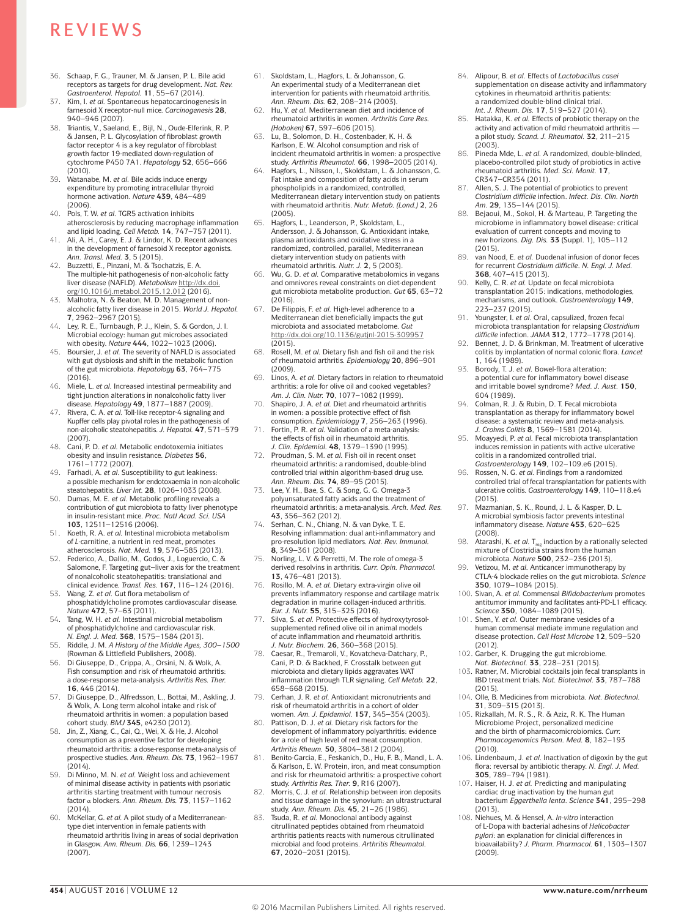36. Schaap, F. G., Trauner, M. & Jansen, P. L. Bile acid receptors as targets for drug development. *Nat. Rev. Gastroenterol. Hepatol.* **11**, 55–67 (2014).
37. Kim, I. *et al.* Spontaneous hepatocarcinogenesis in farnesoid X receptor-null mice. *Carcinogenesis* **28**, 940–946 (2007).
38. Triantis, V., Saeland, E., Bijl, N., Oude-Elferink, R. P. & Jansen, P. L. Glycosylation of fibroblast growth factor receptor 4 is a key regulator of fibroblast growth factor 19-mediated down-regulation of cytochrome P450 7A1. *Hepatology* **52**, 656–666 (2010).
39. Watanabe, M. *et al.* Bile acids induce energy expenditure by promoting intracellular thyroid hormone activation. *Nature* **439**, 484–489 (2006).
40. Pols, T. W. *et al.* TGR5 activation inhibits atherosclerosis by reducing macrophage inflammation and lipid loading. *Cell Metab.* **14**, 747–757 (2011).
41. Ali, A. H., Carey, E. J. & Lindor, K. D. Recent advances in the development of farnesoid X receptor agonists. *Ann. Transl. Med.* **3**, 5 (2015).
42. Buzzetti, E., Pinzani, M. & Tsochatzis, E. A. The multiple-hit pathogenesis of non-alcoholic fatty liver disease (NAFLD). *Metabolism* http://dx.doi.org/10.1016/j.metabol.2015.12.012 (2016).
43. Malhotra, N. & Beaton, M. D. Management of non-alcoholic fatty liver disease in 2015. *World J. Hepatol.* **7**, 2962–2967 (2015).
44. Ley, R. E., Turnbaugh, P. J., Klein, S. & Gordon, J. I. Microbial ecology: human gut microbes associated with obesity. *Nature* **444**, 1022–1023 (2006).
45. Boursier, J. *et al.* The severity of NAFLD is associated with gut dysbiosis and shift in the metabolic function of the gut microbiota. *Hepatology* **63**, 764–775 (2016).
46. Miele, L. *et al.* Increased intestinal permeability and tight junction alterations in nonalcoholic fatty liver disease. *Hepatology* **49**, 1877–1887 (2009).
47. Rivera, C. A. *et al.* Toll-like receptor-4 signaling and Kupffer cells play pivotal roles in the pathogenesis of non-alcoholic steatohepatitis. *J. Hepatol.* **47**, 571–579 (2007).
48. Cani, P. D. *et al.* Metabolic endotoxemia initiates obesity and insulin resistance. *Diabetes* **56**, 1761–1772 (2007).
49. Farhadi, A. *et al.* Susceptibility to gut leakiness: a possible mechanism for endotoxaemia in non-alcoholic steatohepatitis. *Liver Int.* **28**, 1026–1033 (2008).
50. Dumas, M. E. *et al.* Metabolic profiling reveals a contribution of gut microbiota to fatty liver phenotype in insulin-resistant mice. *Proc. Natl Acad. Sci. USA* **103**, 12511–12516 (2006).
51. Koeth, R. A. *et al.* Intestinal microbiota metabolism of *L*-carnitine, a nutrient in red meat, promotes atherosclerosis. *Nat. Med.* **19**, 576–585 (2013).
52. Federico, A., Dallio, M., Godos, J., Loguercio, C. & Salomone, F. Targeting gut–liver axis for the treatment of nonalcoholic steatohepatitis: translational and clinical evidence. *Transl. Res.* **167**, 116–124 (2016).
53. Wang, Z. *et al.* Gut flora metabolism of phosphatidylcholine promotes cardiovascular disease. *Nature* **472**, 57–63 (2011).
54. Tang, W. H. *et al.* Intestinal microbial metabolism of phosphatidylcholine and cardiovascular risk. *N. Engl. J. Med.* **368**, 1575–1584 (2013).
55. Riddle, J. M. *A History of the Middle Ages, 300–1500* (Rowman & Littlefield Publishers, 2008).
56. Di Giuseppe, D., Crippa, A., Orsini, N. & Wolk, A. Fish consumption and risk of rheumatoid arthritis: a dose-response meta-analysis. *Arthritis Res. Ther.* **16**, 446 (2014).
57. Di Giuseppe, D., Alfredsson, L., Bottai, M., Askling, J. & Wolk, A. Long term alcohol intake and risk of rheumatoid arthritis in women: a population based cohort study. *BMJ* **345**, e4230 (2012).
58. Jin, Z., Xiang, C., Cai, Q., Wei, X. & He, J. Alcohol consumption as a preventive factor for developing rheumatoid arthritis: a dose-response meta-analysis of prospective studies. *Ann. Rheum. Dis.* **73**, 1962–1967 (2014).
59. Di Minno, M. N. *et al.* Weight loss and achievement of minimal disease activity in patients with psoriatic arthritis starting treatment with tumour necrosis factor α blockers. *Ann. Rheum. Dis.* **73**, 1157–1162 (2014).
60. McKellar, G. *et al.* A pilot study of a Mediterranean-type diet intervention in female patients with rheumatoid arthritis living in areas of social deprivation in Glasgow. *Ann. Rheum. Dis.* **66**, 1239–1243 (2007).
61. Skoldstam, L., Hagfors, L. & Johansson, G. An experimental study of a Mediterranean diet intervention for patients with rheumatoid arthritis. *Ann. Rheum. Dis.* **62**, 208–214 (2003).
62. Hu, Y. *et al.* Mediterranean diet and incidence of rheumatoid arthritis in women. *Arthritis Care Res. (Hoboken)* **67**, 597–606 (2015).
63. Lu, B., Solomon, D. H., Costenbader, K. H. & Karlson, E. W. Alcohol consumption and risk of incident rheumatoid arthritis in women: a prospective study. *Arthritis Rheumatol.* **66**, 1998–2005 (2014).
64. Hagfors, L., Nilsson, I., Skoldstam, L. & Johansson, G. Fat intake and composition of fatty acids in serum phospholipids in a randomized, controlled, Mediterranean dietary intervention study on patients with rheumatoid arthritis. *Nutr. Metab. (Lond.)* **2**, 26 (2005).
65. Hagfors, L., Leanderson, P., Skoldstam, L., Andersson, J. & Johansson, G. Antioxidant intake, plasma antioxidants and oxidative stress in a randomized, controlled, parallel, Mediterranean dietary intervention study on patients with rheumatoid arthritis. *Nutr. J.* **2**, 5 (2003).
66. Wu, G. D. *et al.* Comparative metabolomics in vegans and omnivores reveal constraints on diet-dependent gut microbiota metabolite production. *Gut* **65**, 63–72 (2016).
67. De Filippis, F. *et al.* High-level adherence to a Mediterranean diet beneficially impacts the gut microbiota and associated metabolome. *Gut* http://dx.doi.org/10.1136/gutjnl-2015-309957 (2015).
68. Rosell, M. *et al.* Dietary fish and fish oil and the risk of rheumatoid arthritis. *Epidemiology* **20**, 896–901 (2009).
69. Linos, A. *et al.* Dietary factors in relation to rheumatoid arthritis: a role for olive oil and cooked vegetables? *Am. J. Clin. Nutr.* **70**, 1077–1082 (1999).
70. Shapiro, J. A. *et al.* Diet and rheumatoid arthritis in women: a possible protective effect of fish consumption. *Epidemiology* **7**, 256–263 (1996).
71. Fortin, P. R. *et al.* Validation of a meta-analysis: the effects of fish oil in rheumatoid arthritis. *J. Clin. Epidemiol.* **48**, 1379–1390 (1995).
72. Proudman, S. M. *et al.* Fish oil in recent onset rheumatoid arthritis: a randomised, double-blind controlled trial within algorithm-based drug use. *Ann. Rheum. Dis.* **74**, 89–95 (2015).
73. Lee, Y. H., Bae, S. C. & Song, G. G. Omega-3 polyunsaturated fatty acids and the treatment of rheumatoid arthritis: a meta-analysis. *Arch. Med. Res.* **43**, 356–362 (2012).
74. Serhan, C. N., Chiang, N. & van Dyke, T. E. Resolving inflammation: dual anti-inflammatory and pro-resolution lipid mediators. *Nat. Rev. Immunol.* **8**, 349–361 (2008).
75. Norling, L. V. & Perretti, M. The role of omega-3 derived resolvins in arthritis. *Curr. Opin. Pharmacol.* **13**, 476–481 (2013).
76. Rosillo, M. A. *et al.* Dietary extra-virgin olive oil prevents inflammatory response and cartilage matrix degradation in murine collagen-induced arthritis. *Eur. J. Nutr.* **55**, 315–325 (2016).
77. Silva, S. *et al.* Protective effects of hydroxytyrosol-supplemented refined olive oil in animal models of acute inflammation and rheumatoid arthritis. *J. Nutr. Biochem.* **26**, 360–368 (2015).
78. Caesar, R., Tremaroli, V., Kovatcheva-Datchary, P., Cani, P. D. & Backhed, F. Crosstalk between gut microbiota and dietary lipids aggravates WAT inflammation through TLR signaling. *Cell Metab.* **22**, 658–668 (2015).
79. Cerhan, J. R. *et al.* Antioxidant micronutrients and risk of rheumatoid arthritis in a cohort of older women. *Am. J. Epidemiol.* **157**, 345–354 (2003).
80. Pattison, D. J. *et al.* Dietary risk factors for the development of inflammatory polyarthritis: evidence for a role of high level of red meat consumption. *Arthritis Rheum.* **50**, 3804–3812 (2004).
81. Benito-Garcia, E., Feskanich, D., Hu, F. B., Mandl, L. A. & Karlson, E. W. Protein, iron, and meat consumption and risk for rheumatoid arthritis: a prospective cohort study. *Arthritis Res. Ther.* **9**, R16 (2007).
82. Morris, C. J. *et al.* Relationship between iron deposits and tissue damage in the synovium: an ultrastructural study. *Ann. Rheum. Dis.* **45**, 21–26 (1986).
83. Tsuda, R. *et al.* Monoclonal antibody against citrullinated peptides obtained from rheumatoid arthritis patients reacts with numerous citrullinated microbial and food proteins. *Arthritis Rheumatol.* **67**, 2020–2031 (2015).
84. Alipour, B. *et al.* Effects of *Lactobacillus casei* supplementation on disease activity and inflammatory cytokines in rheumatoid arthritis patients: a randomized double-blind clinical trial. *Int. J. Rheum. Dis.* **17**, 519–527 (2014).
85. Hatakka, K. *et al.* Effects of probiotic therapy on the activity and activation of mild rheumatoid arthritis — a pilot study. *Scand. J. Rheumatol.* **32**, 211–215 (2003).
86. Pineda Mde, L. *et al.* A randomized, double-blinded, placebo-controlled pilot study of probiotics in active rheumatoid arthritis. *Med. Sci. Monit.* **17**, CR347–CR354 (2011).
87. Allen, S. J. The potential of probiotics to prevent *Clostridium difficile* infection. *Infect. Dis. Clin. North Am.* **29**, 135–144 (2015).
88. Bejaoui, M., Sokol, H. & Marteau, P. Targeting the microbiome in inflammatory bowel disease: critical evaluation of current concepts and moving to new horizons. *Dig. Dis.* **33** (Suppl. 1), 105–112 (2015).
89. van Nood, E. *et al.* Duodenal infusion of donor feces for recurrent *Clostridium difficile*. *N. Engl. J. Med.* **368**, 407–415 (2013).
90. Kelly, C. R. *et al.* Update on fecal microbiota transplantation 2015: indications, methodologies, mechanisms, and outlook. *Gastroenterology* **149**, 223–237 (2015).
91. Youngster, I. *et al.* Oral, capsulized, frozen fecal microbiota transplantation for relapsing *Clostridium difficile* infection. *JAMA* **312**, 1772–1778 (2014).
92. Bennet, J. D. & Brinkman, M. Treatment of ulcerative colitis by implantation of normal colonic flora. *Lancet* **1**, 164 (1989).
93. Borody, T. J. *et al.* Bowel-flora alteration: a potential cure for inflammatory bowel disease and irritable bowel syndrome? *Med. J. Aust.* **150**, 604 (1989).
94. Colman, R. J. & Rubin, D. T. Fecal microbiota transplantation as therapy for inflammatory bowel disease: a systematic review and meta-analysis. *J. Crohns Colitis* **8**, 1569–1581 (2014).
95. Moayyedi, P. *et al.* Fecal microbiota transplantation induces remission in patients with active ulcerative colitis in a randomized controlled trial. *Gastroenterology* **149**, 102–109.e6 (2015).
96. Rossen, N. G. *et al.* Findings from a randomized controlled trial of fecal transplantation for patients with ulcerative colitis. *Gastroenterology* **149**, 110–118.e4 (2015).
97. Mazmanian, S. K., Round, J. L. & Kasper, D. L. A microbial symbiosis factor prevents intestinal inflammatory disease. *Nature* **453**, 620–625 (2008).
98. Atarashi, K. *et al.* $T_{reg}$ induction by a rationally selected mixture of Clostridia strains from the human microbiota. *Nature* **500**, 232–236 (2013).
99. Vetizou, M. *et al.* Anticancer immunotherapy by CTLA-4 blockade relies on the gut microbiota. *Science* **350**, 1079–1084 (2015).
100. Sivan, A. *et al.* Commensal *Bifidobacterium* promotes antitumor immunity and facilitates anti-PD-L1 efficacy. *Science* **350**, 1084–1089 (2015).
101. Shen, Y. *et al.* Outer membrane vesicles of a human commensal mediate immune regulation and disease protection. *Cell Host Microbe* **12**, 509–520 (2012).
102. Garber, K. Drugging the gut microbiome. *Nat. Biotechnol.* **33**, 228–231 (2015).
103. Ratner, M. Microbial cocktails join fecal transplants in IBD treatment trials. *Nat. Biotechnol.* **33**, 787–788 (2015).
104. Olle, B. Medicines from microbiota. *Nat. Biotechnol.* **31**, 309–315 (2013).
105. Rizkallah, M. R. S., R. & Aziz, R. K. The Human Microbiome Project, personalized medicine and the birth of pharmacomicrobiomics. *Curr. Pharmacogenomics Person. Med.* **8**, 182–193 (2010).
106. Lindenbaum, J. *et al.* Inactivation of digoxin by the gut flora: reversal by antibiotic therapy. *N. Engl. J. Med.* **305**, 789–794 (1981).
107. Haiser, H. J. *et al.* Predicting and manipulating cardiac drug inactivation by the human gut bacterium *Eggerthella lenta*. *Science* **341**, 295–298 (2013).
108. Niehues, M. & Hensel, A. *In-vitro* interaction of L-Dopa with bacterial adhesins of *Helicobacter pylori*: an explanation for clinicial differences in bioavailability? *J. Pharm. Pharmacol.* **61**, 1303–1307 (2009).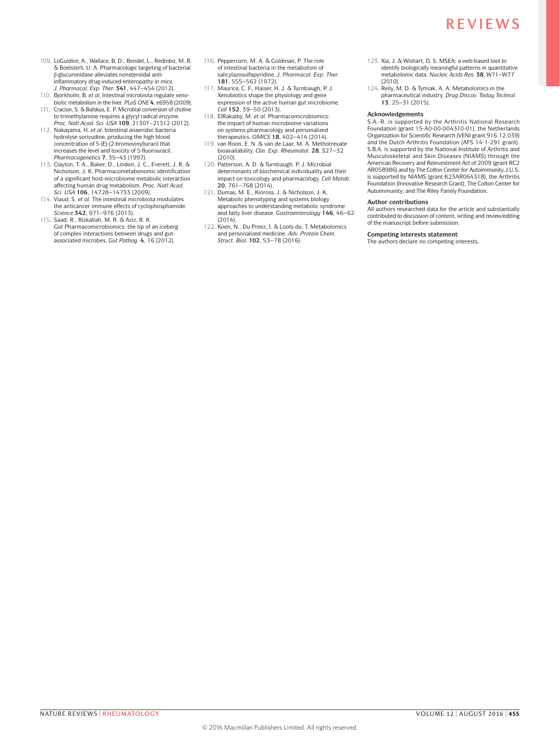109. LoGuidice, A., Wallace, B. D., Bendel, L., Redinbo, M. R. & Boelsterli, U. A. Pharmacologic targeting of bacterial β-glucuronidase alleviates nonsteroidal anti-inflammatory drug-induced enteropathy in mice. *J. Pharmacol. Exp. Ther.* **341**, 447–454 (2012).
110. Bjorkholm, B. *et al.* Intestinal microbiota regulate xenobiotic metabolism in the liver. *PLoS ONE* **4**, e6958 (2009).
111. Craciun, S. & Balskus, E. P. Microbial conversion of choline to trimethylamine requires a glycyl radical enzyme. *Proc. Natl Acad. Sci. USA* **109**, 21307–21312 (2012).
112. Nakayama, H. *et al.* Intestinal anaerobic bacteria hydrolyse sorivudine, producing the high blood concentration of 5-(E)-(2-bromovinyl)uracil that increases the level and toxicity of 5-fluorouracil. *Pharmacogenetics* **7**, 35–43 (1997).
113. Clayton, T. A., Baker, D., Lindon, J. C., Everett, J. R. & Nicholson, J. K. Pharmacometabonomic identification of a significant host-microbiome metabolic interaction affecting human drug metabolism. *Proc. Natl Acad. Sci. USA* **106**, 14728–14733 (2009).
114. Viaud, S. *et al.* The intestinal microbiota modulates the anticancer immune effects of cyclophosphamide. *Science* **342**, 971–976 (2013).
115. Saad, R., Rizkallah, M. R. & Aziz, R. K. Gut Pharmacomicrobiomics: the tip of an iceberg of complex interactions between drugs and gut-associated microbes. *Gut Pathog.* **4**, 16 (2012).
116. Peppercorn, M. A. & Goldman, P. The role of intestinal bacteria in the metabolism of salicylazosulfapyridine. *J. Pharmacol. Exp. Ther.* **181**, 555–562 (1972).
117. Maurice, C. F., Haiser, H. J. & Turnbaugh, P. J. Xenobiotics shape the physiology and gene expression of the active human gut microbiome. *Cell* **152**, 39–50 (2013).
118. ElRakaiby, M. *et al.* Pharmacomicrobiomics: the impact of human microbiome variations on systems pharmacology and personalized therapeutics. *OMICS* **18**, 402–414 (2014).
119. van Roon, E. N. & van de Laar, M. A. Methotrexate bioavailability. *Clin. Exp. Rheumatol.* **28**, S27–32 (2010).
120. Patterson, A. D. & Turnbaugh, P. J. Microbial determinants of biochemical individuality and their impact on toxicology and pharmacology. *Cell Metab.* **20**, 761–768 (2014).
121. Dumas, M. E., Kinross, J. & Nicholson, J. K. Metabolic phenotyping and systems biology approaches to understanding metabolic syndrome and fatty liver disease. *Gastroenterology* **146**, 46–62 (2014).
122. Koen, N., Du Preez, I. & Loots du, T. Metabolomics and personalized medicine. *Adv. Protein Chem. Struct. Biol.* **102**, 53–78 (2016).
123. Xia, J. & Wishart, D. S. MSEA: a web-based tool to identify biologically meaningful patterns in quantitative metabolomic data. *Nucleic Acids Res.* **38**, W71–W77 (2010).
124. Reily, M. D. & Tymiak, A. A. Metabolomics in the pharmaceutical industry. *Drug Discov. Today Technol.* **13**, 25–31 (2015).

**Acknowledgements**

S.A.-R. is supported by the Arthritis National Research Foundation (grant 15-A0-00-004310-01), the Netherlands Organization for Scientific Research (VENI grant 916.12.039) and the Dutch Arthritis Foundation (AFS 14-1-291 grant). S.B.A. is supported by the National Institute of Arthritis and Musculoskeletal and Skin Diseases (NIAMS) through the American Recovery and Reinvestment Act of 2009 (grant RC2 AR058986) and by The Colton Center for Autoimmunity. J.U.S. is supported by NIAMS (grant K23AR064318), the Arthritis Foundation (Innovative Research Grant), The Colton Center for Autoimmunity; and The Riley Family Foundation.

**Author contributions**

All authors researched data for the article and substantially contributed to discussion of content, writing and review/editing of the manuscript before submission.

**Competing interests statement**

The authors declare no competing interests.